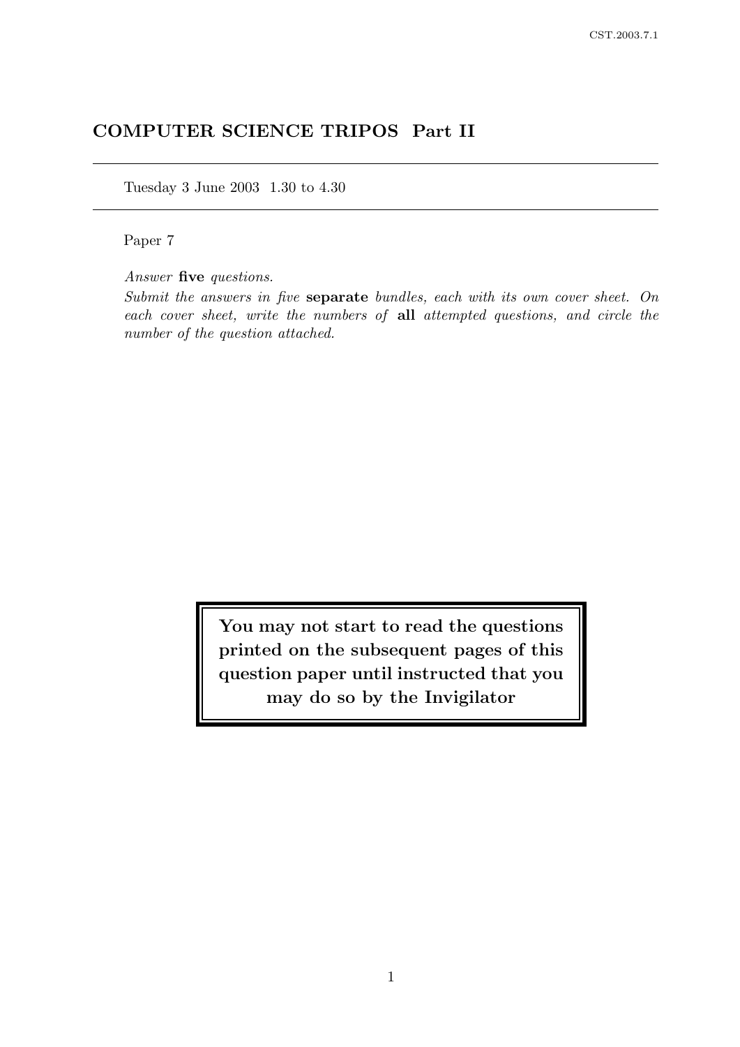## COMPUTER SCIENCE TRIPOS Part II

Tuesday 3 June 2003 1.30 to 4.30

Paper 7

*Answer* **five** *questions.*

*Submit the answers in five* **separate** *bundles, each with its own cover sheet. On each cover sheet, write the numbers of* **all** *attempted questions, and circle the number of the question attached.*

**You may not start to read the questions printed on the subsequent pages of this question paper until instructed that you may do so by the Invigilator**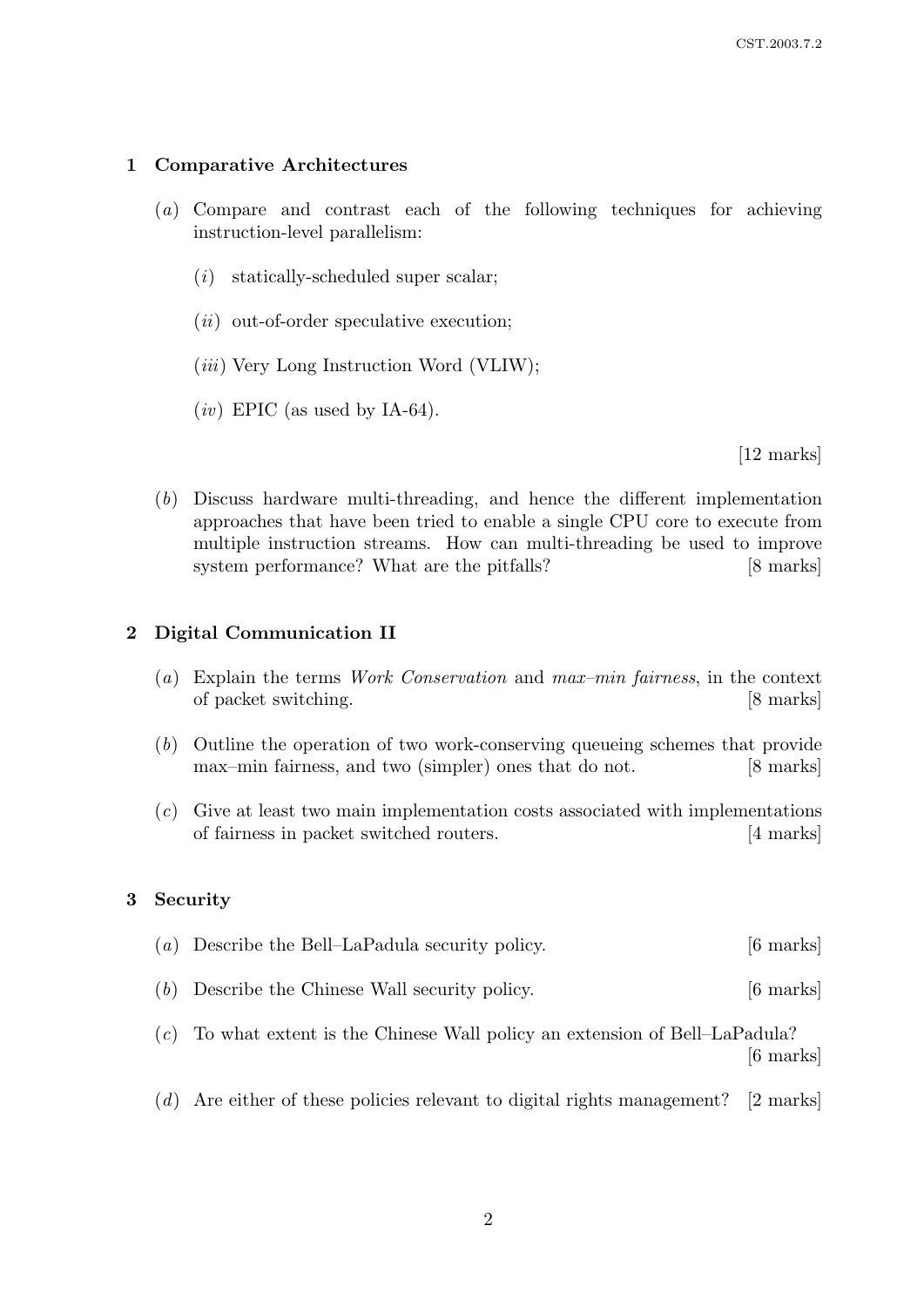## 1 Comparative Architectures

(*a*) Compare and contrast each of the following techniques for achieving instruction-level parallelism:

(*i*) statically-scheduled super scalar;

(*ii*) out-of-order speculative execution;

(*iii*) Very Long Instruction Word (VLIW);

(*iv*) EPIC (as used by IA-64).

[12 marks]

(*b*) Discuss hardware multi-threading, and hence the different implementation approaches that have been tried to enable a single CPU core to execute from multiple instruction streams. How can multi-threading be used to improve system performance? What are the pitfalls? [8 marks]

## 2 Digital Communication II

(*a*) Explain the terms *Work Conservation* and *max–min fairness*, in the context of packet switching. [8 marks]

(*b*) Outline the operation of two work-conserving queueing schemes that provide max–min fairness, and two (simpler) ones that do not. [8 marks]

(*c*) Give at least two main implementation costs associated with implementations of fairness in packet switched routers. [4 marks]

## 3 Security

(*a*) Describe the Bell–LaPadula security policy. [6 marks]

(*b*) Describe the Chinese Wall security policy. [6 marks]

(*c*) To what extent is the Chinese Wall policy an extension of Bell–LaPadula? [6 marks]

(*d*) Are either of these policies relevant to digital rights management? [2 marks]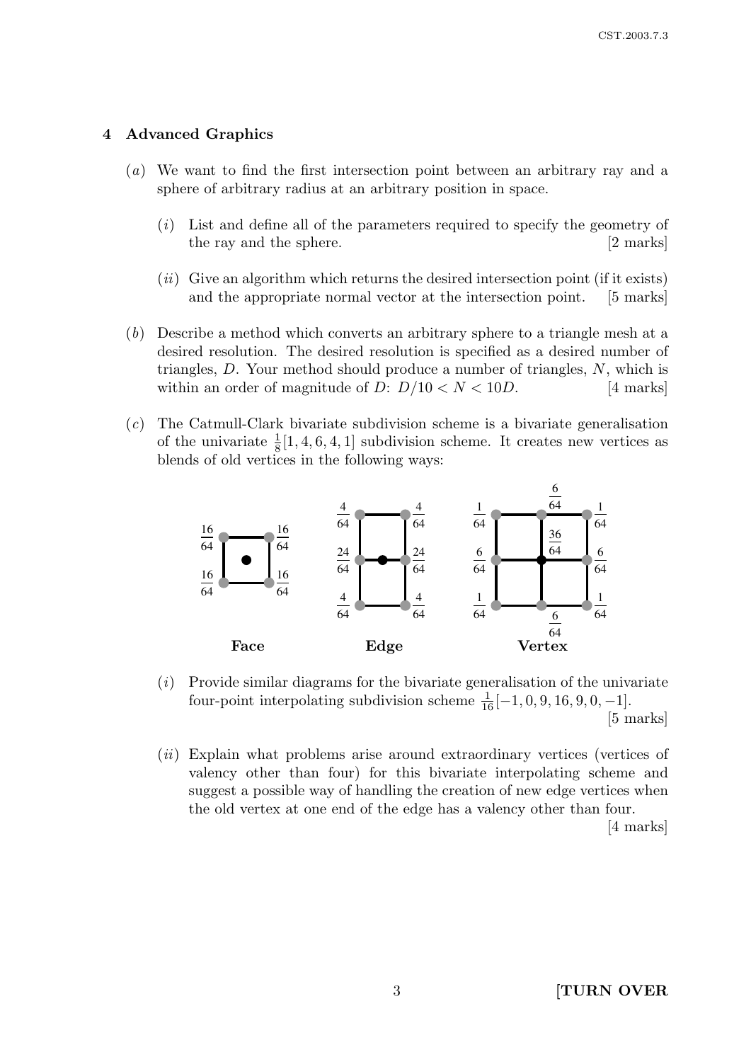## 4 Advanced Graphics

(*a*) We want to find the first intersection point between an arbitrary ray and a sphere of arbitrary radius at an arbitrary position in space.

   (*i*) List and define all of the parameters required to specify the geometry of the ray and the sphere. [2 marks]

   (*ii*) Give an algorithm which returns the desired intersection point (if it exists) and the appropriate normal vector at the intersection point. [5 marks]

(*b*) Describe a method which converts an arbitrary sphere to a triangle mesh at a desired resolution. The desired resolution is specified as a desired number of triangles, $D$. Your method should produce a number of triangles, $N$, which is within an order of magnitude of $D$: $D/10 < N < 10D$. [4 marks]

(*c*) The Catmull-Clark bivariate subdivision scheme is a bivariate generalisation of the univariate $\frac{1}{8}[1, 4, 6, 4, 1]$ subdivision scheme. It creates new vertices as blends of old vertices in the following ways:

$\frac{16}{64}$ $\frac{16}{64}$ $\frac{16}{64}$ $\frac{16}{64}$

**Face**

$\frac{4}{64}$ $\frac{4}{64}$ $\frac{24}{64}$ $\frac{24}{64}$ $\frac{4}{64}$ $\frac{4}{64}$

**Edge**

$\frac{1}{64}$ $\frac{6}{64}$ $\frac{1}{64}$ $\frac{6}{64}$ $\frac{36}{64}$ $\frac{6}{64}$ $\frac{1}{64}$ $\frac{6}{64}$ $\frac{1}{64}$

**Vertex**

   (*i*) Provide similar diagrams for the bivariate generalisation of the univariate four-point interpolating subdivision scheme $\frac{1}{16}[-1, 0, 9, 16, 9, 0, -1]$. [5 marks]

   (*ii*) Explain what problems arise around extraordinary vertices (vertices of valency other than four) for this bivariate interpolating scheme and suggest a possible way of handling the creation of new edge vertices when the old vertex at one end of the edge has a valency other than four. [4 marks]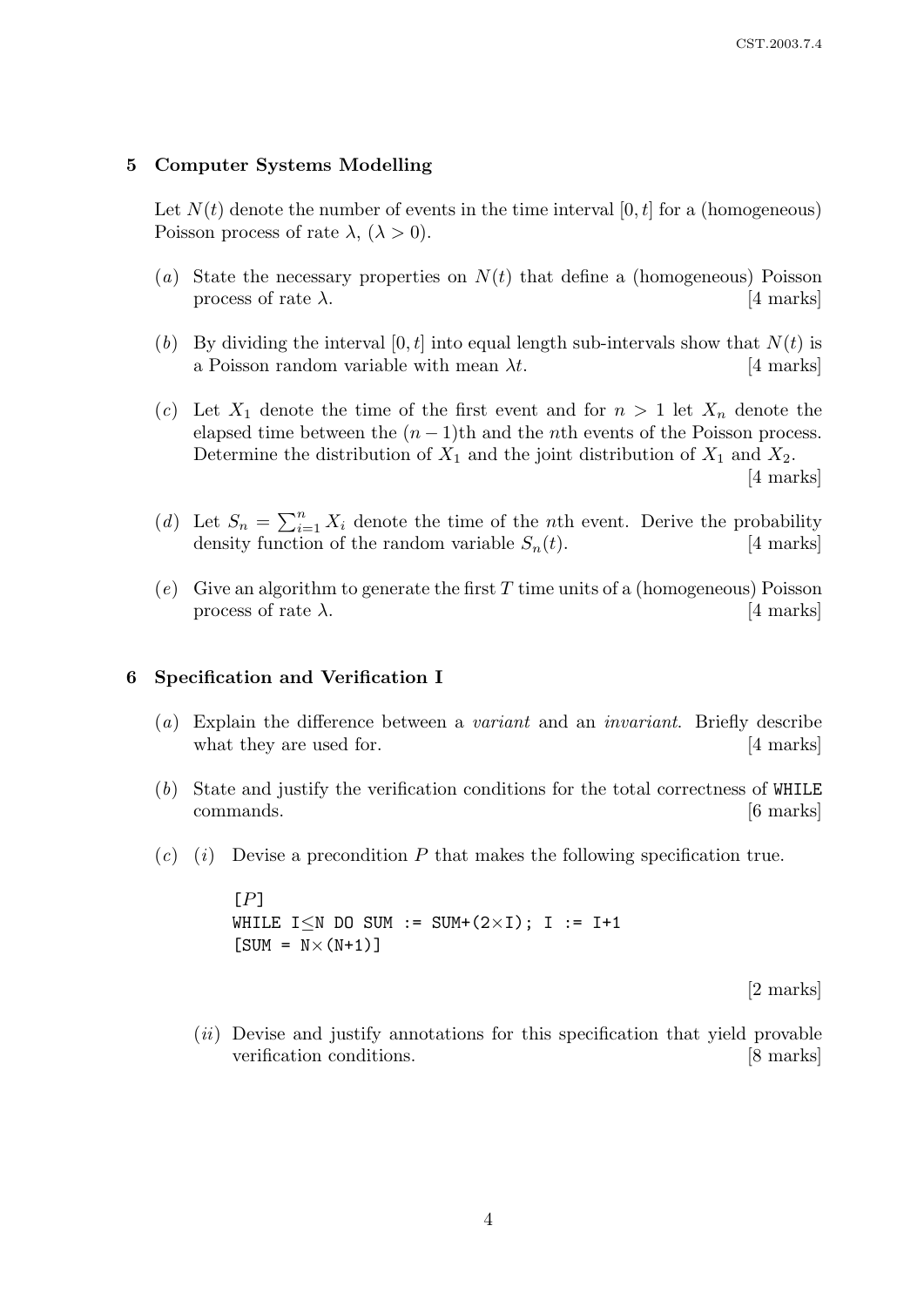## 5 Computer Systems Modelling

Let $N(t)$ denote the number of events in the time interval $[0, t]$ for a (homogeneous) Poisson process of rate $\lambda$, ($\lambda > 0$).

(*a*) State the necessary properties on $N(t)$ that define a (homogeneous) Poisson process of rate $\lambda$. [4 marks]

(*b*) By dividing the interval $[0, t]$ into equal length sub-intervals show that $N(t)$ is a Poisson random variable with mean $\lambda t$. [4 marks]

(*c*) Let $X_1$ denote the time of the first event and for $n > 1$ let $X_n$ denote the elapsed time between the $(n-1)$th and the $n$th events of the Poisson process. Determine the distribution of $X_1$ and the joint distribution of $X_1$ and $X_2$. [4 marks]

(*d*) Let $S_n = \sum_{i=1}^{n} X_i$ denote the time of the $n$th event. Derive the probability density function of the random variable $S_n(t)$. [4 marks]

(*e*) Give an algorithm to generate the first $T$ time units of a (homogeneous) Poisson process of rate $\lambda$. [4 marks]

## 6 Specification and Verification I

(*a*) Explain the difference between a *variant* and an *invariant*. Briefly describe what they are used for. [4 marks]

(*b*) State and justify the verification conditions for the total correctness of `WHILE` commands. [6 marks]

(*c*) (*i*) Devise a precondition $P$ that makes the following specification true.

```
[P]
WHILE I≤N DO SUM := SUM+(2×I); I := I+1
[SUM = N×(N+1)]
```

[2 marks]

(*ii*) Devise and justify annotations for this specification that yield provable verification conditions. [8 marks]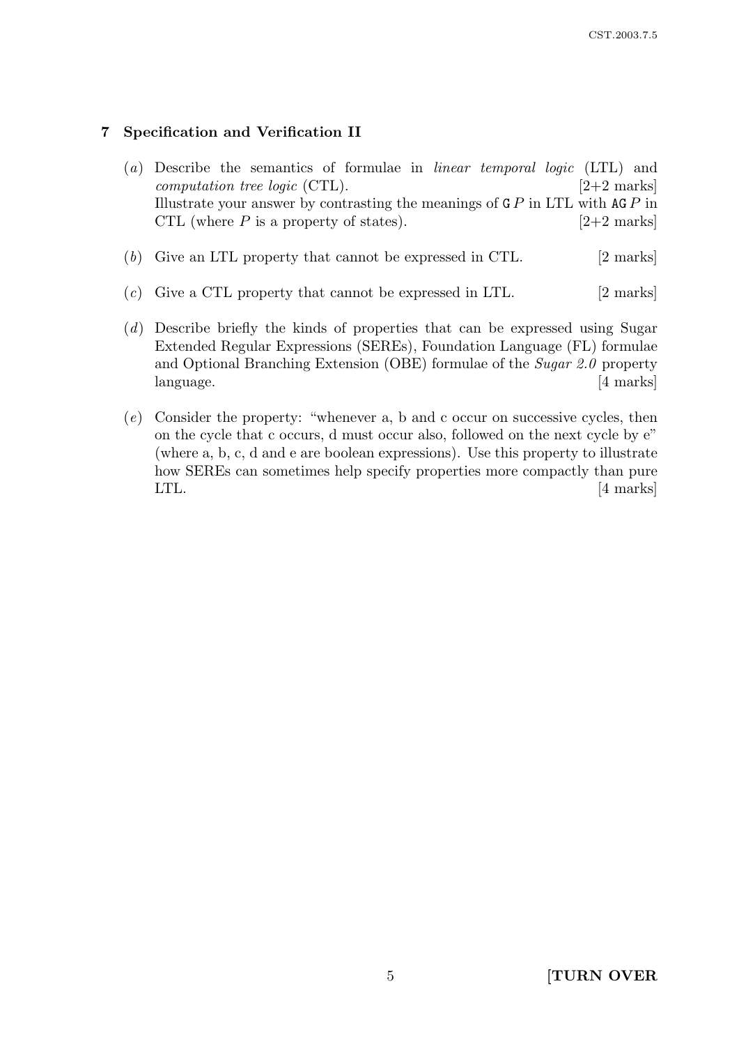## 7 Specification and Verification II

(*a*) Describe the semantics of formulae in *linear temporal logic* (LTL) and *computation tree logic* (CTL). [2+2 marks]

Illustrate your answer by contrasting the meanings of `G` $P$ in LTL with `AG` $P$ in CTL (where $P$ is a property of states). [2+2 marks]

(*b*) Give an LTL property that cannot be expressed in CTL. [2 marks]

(*c*) Give a CTL property that cannot be expressed in LTL. [2 marks]

(*d*) Describe briefly the kinds of properties that can be expressed using Sugar Extended Regular Expressions (SEREs), Foundation Language (FL) formulae and Optional Branching Extension (OBE) formulae of the *Sugar 2.0* property language. [4 marks]

(*e*) Consider the property: "whenever a, b and c occur on successive cycles, then on the cycle that c occurs, d must occur also, followed on the next cycle by e" (where a, b, c, d and e are boolean expressions). Use this property to illustrate how SEREs can sometimes help specify properties more compactly than pure LTL. [4 marks]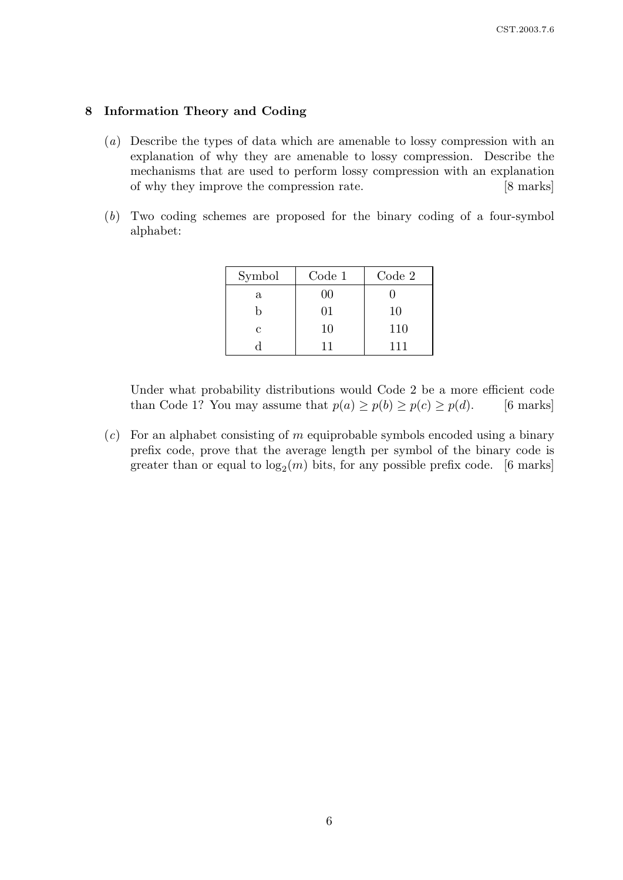## 8 Information Theory and Coding

(*a*) Describe the types of data which are amenable to lossy compression with an explanation of why they are amenable to lossy compression. Describe the mechanisms that are used to perform lossy compression with an explanation of why they improve the compression rate. [8 marks]

(*b*) Two coding schemes are proposed for the binary coding of a four-symbol alphabet:

| Symbol | Code 1 | Code 2 |
|---|---|---|
| a | 00 | 0 |
| b | 01 | 10 |
| c | 10 | 110 |
| d | 11 | 111 |

Under what probability distributions would Code 2 be a more efficient code than Code 1? You may assume that $p(a) \geq p(b) \geq p(c) \geq p(d)$. [6 marks]

(*c*) For an alphabet consisting of $m$ equiprobable symbols encoded using a binary prefix code, prove that the average length per symbol of the binary code is greater than or equal to $\log_2(m)$ bits, for any possible prefix code. [6 marks]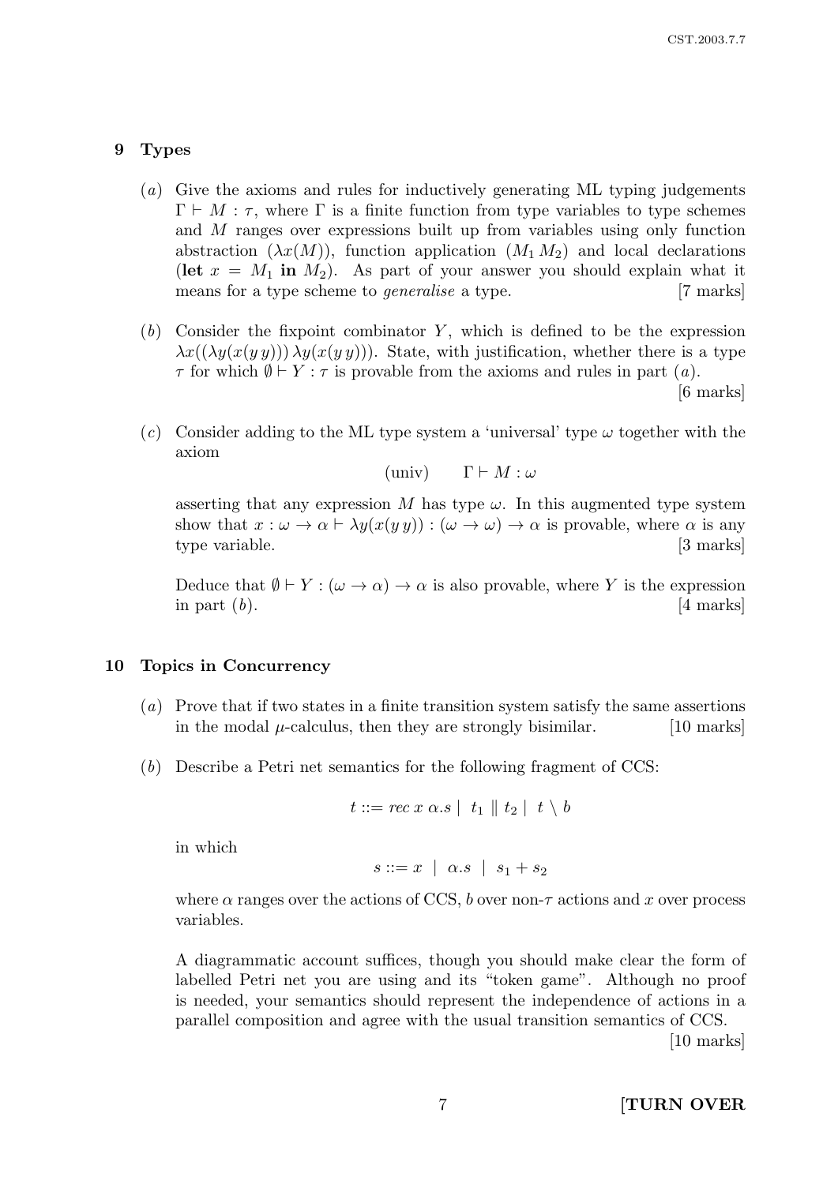## 9 Types

(*a*) Give the axioms and rules for inductively generating ML typing judgements $\Gamma \vdash M : \tau$, where $\Gamma$ is a finite function from type variables to type schemes and $M$ ranges over expressions built up from variables using only function abstraction ($\lambda x(M)$), function application ($M_1\, M_2$) and local declarations (**let** $x = M_1$ **in** $M_2$). As part of your answer you should explain what it means for a type scheme to *generalise* a type. [7 marks]

(*b*) Consider the fixpoint combinator $Y$, which is defined to be the expression $\lambda x((\lambda y(x(y\,y)))\,\lambda y(x(y\,y)))$. State, with justification, whether there is a type $\tau$ for which $\emptyset \vdash Y : \tau$ is provable from the axioms and rules in part (*a*). [6 marks]

(*c*) Consider adding to the ML type system a 'universal' type $\omega$ together with the axiom

$$\text{(univ)} \qquad \Gamma \vdash M : \omega$$

asserting that any expression $M$ has type $\omega$. In this augmented type system show that $x : \omega \to \alpha \vdash \lambda y(x(y\,y)) : (\omega \to \omega) \to \alpha$ is provable, where $\alpha$ is any type variable. [3 marks]

Deduce that $\emptyset \vdash Y : (\omega \to \alpha) \to \alpha$ is also provable, where $Y$ is the expression in part (*b*). [4 marks]

## 10 Topics in Concurrency

(*a*) Prove that if two states in a finite transition system satisfy the same assertions in the modal $\mu$-calculus, then they are strongly bisimilar. [10 marks]

(*b*) Describe a Petri net semantics for the following fragment of CCS:

$$t ::= rec\ x\ \alpha.s \mid t_1 \parallel t_2 \mid t \setminus b$$

in which

$$s ::= x \mid \alpha.s \mid s_1 + s_2$$

where $\alpha$ ranges over the actions of CCS, $b$ over non-$\tau$ actions and $x$ over process variables.

A diagrammatic account suffices, though you should make clear the form of labelled Petri net you are using and its "token game". Although no proof is needed, your semantics should represent the independence of actions in a parallel composition and agree with the usual transition semantics of CCS. [10 marks]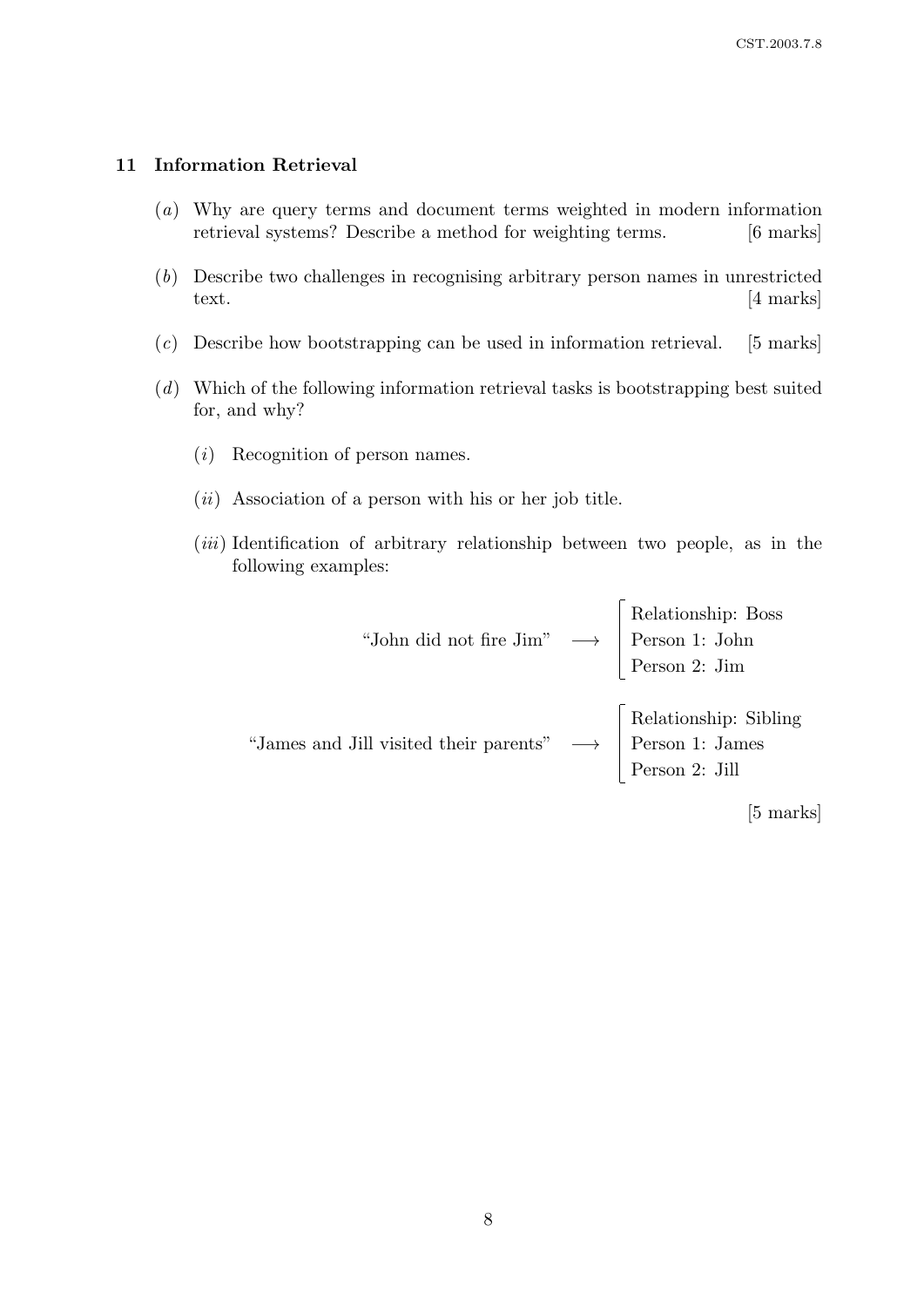## 11 Information Retrieval

(*a*) Why are query terms and document terms weighted in modern information retrieval systems? Describe a method for weighting terms. [6 marks]

(*b*) Describe two challenges in recognising arbitrary person names in unrestricted text. [4 marks]

(*c*) Describe how bootstrapping can be used in information retrieval. [5 marks]

(*d*) Which of the following information retrieval tasks is bootstrapping best suited for, and why?

(*i*) Recognition of person names.

(*ii*) Association of a person with his or her job title.

(*iii*) Identification of arbitrary relationship between two people, as in the following examples:

"John did not fire Jim" ⟶ [ Relationship: Boss; Person 1: John; Person 2: Jim ]

"James and Jill visited their parents" ⟶ [ Relationship: Sibling; Person 1: James; Person 2: Jill ]

[5 marks]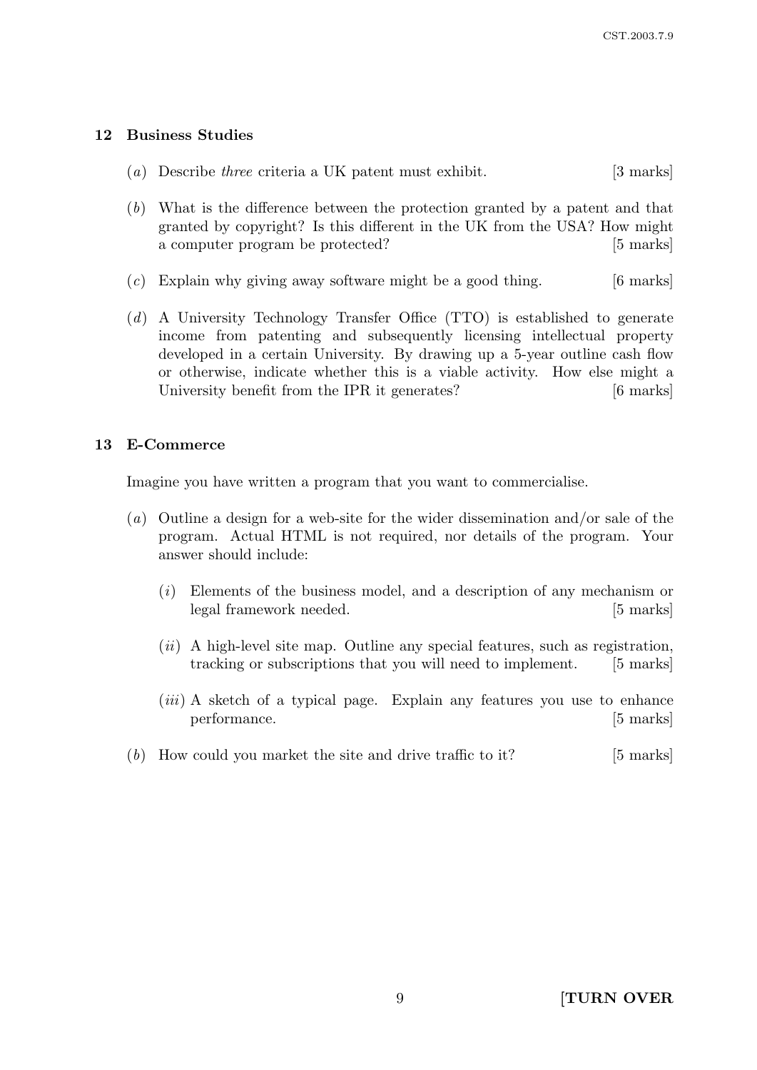## 12 Business Studies

(*a*) Describe *three* criteria a UK patent must exhibit. [3 marks]

(*b*) What is the difference between the protection granted by a patent and that granted by copyright? Is this different in the UK from the USA? How might a computer program be protected? [5 marks]

(*c*) Explain why giving away software might be a good thing. [6 marks]

(*d*) A University Technology Transfer Office (TTO) is established to generate income from patenting and subsequently licensing intellectual property developed in a certain University. By drawing up a 5-year outline cash flow or otherwise, indicate whether this is a viable activity. How else might a University benefit from the IPR it generates? [6 marks]

## 13 E-Commerce

Imagine you have written a program that you want to commercialise.

(*a*) Outline a design for a web-site for the wider dissemination and/or sale of the program. Actual HTML is not required, nor details of the program. Your answer should include:

(*i*) Elements of the business model, and a description of any mechanism or legal framework needed. [5 marks]

(*ii*) A high-level site map. Outline any special features, such as registration, tracking or subscriptions that you will need to implement. [5 marks]

(*iii*) A sketch of a typical page. Explain any features you use to enhance performance. [5 marks]

(*b*) How could you market the site and drive traffic to it? [5 marks]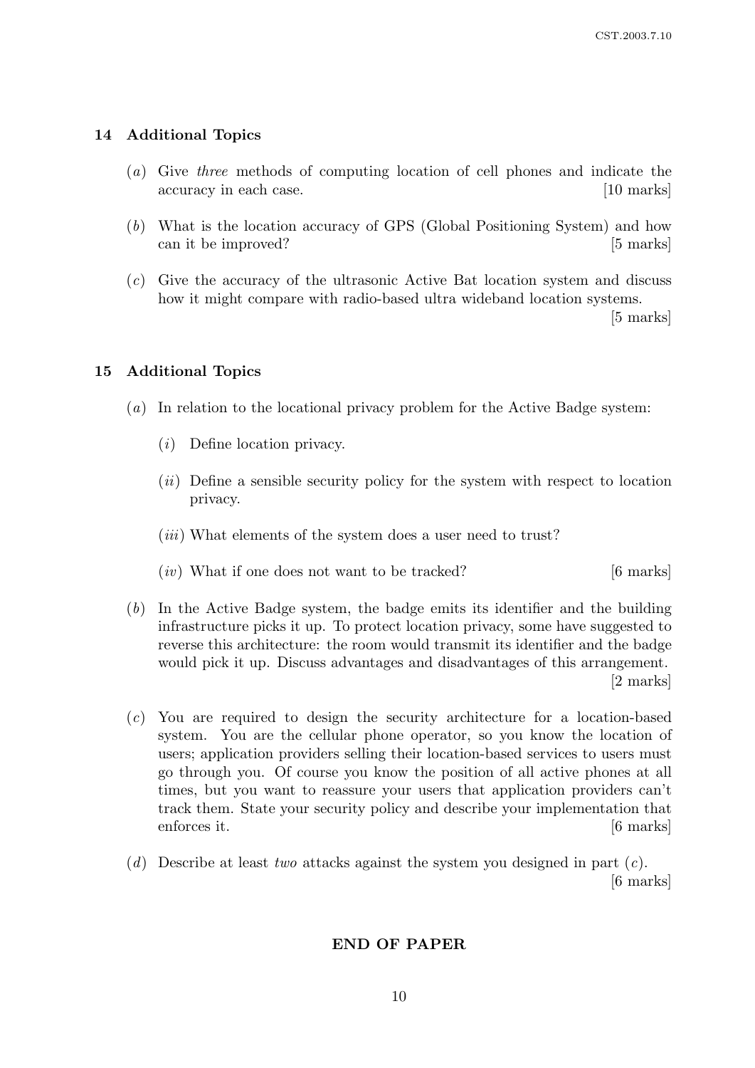## 14 Additional Topics

(*a*) Give *three* methods of computing location of cell phones and indicate the accuracy in each case. [10 marks]

(*b*) What is the location accuracy of GPS (Global Positioning System) and how can it be improved? [5 marks]

(*c*) Give the accuracy of the ultrasonic Active Bat location system and discuss how it might compare with radio-based ultra wideband location systems. [5 marks]

## 15 Additional Topics

(*a*) In relation to the locational privacy problem for the Active Badge system:

(*i*) Define location privacy.

(*ii*) Define a sensible security policy for the system with respect to location privacy.

(*iii*) What elements of the system does a user need to trust?

(*iv*) What if one does not want to be tracked? [6 marks]

(*b*) In the Active Badge system, the badge emits its identifier and the building infrastructure picks it up. To protect location privacy, some have suggested to reverse this architecture: the room would transmit its identifier and the badge would pick it up. Discuss advantages and disadvantages of this arrangement. [2 marks]

(*c*) You are required to design the security architecture for a location-based system. You are the cellular phone operator, so you know the location of users; application providers selling their location-based services to users must go through you. Of course you know the position of all active phones at all times, but you want to reassure your users that application providers can't track them. State your security policy and describe your implementation that enforces it. [6 marks]

(*d*) Describe at least *two* attacks against the system you designed in part (*c*). [6 marks]

**END OF PAPER**